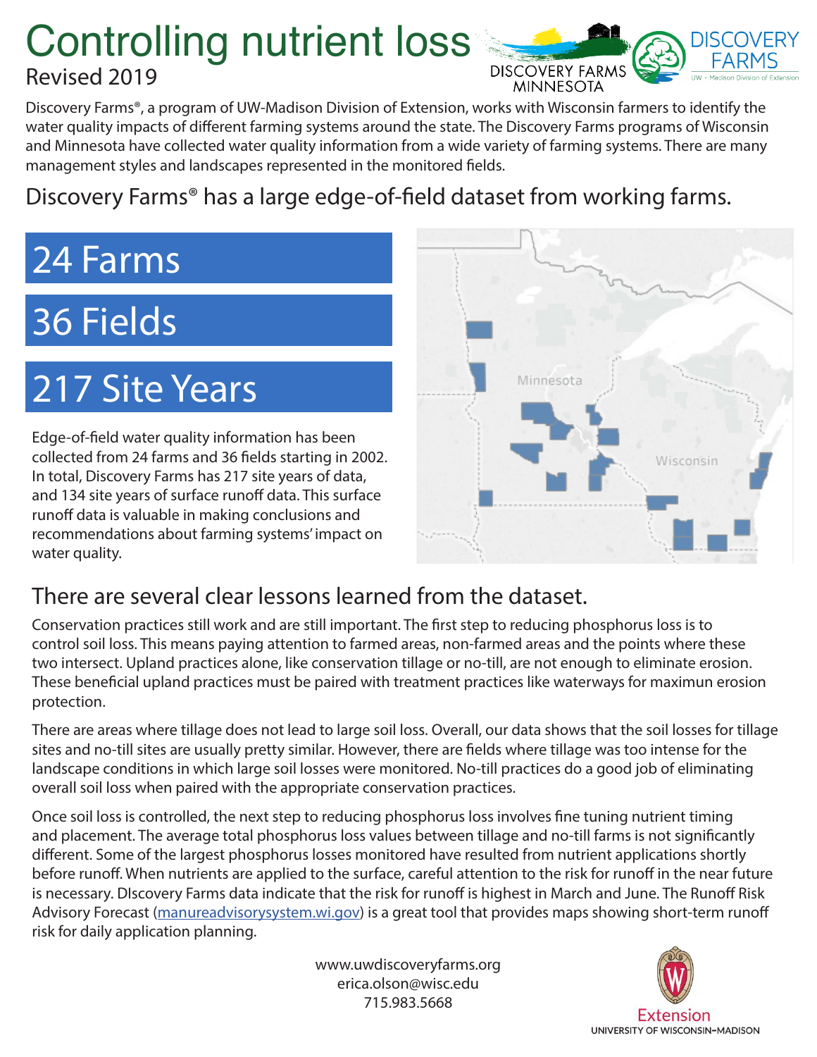# Controlling nutrient loss

Revised 2019

Discovery Farms®, a program of UW-Madison Division of Extension, works with Wisconsin farmers to identify the water quality impacts of different farming systems around the state. The Discovery Farms programs of Wisconsin and Minnesota have collected water quality information from a wide variety of farming systems. There are many management styles and landscapes represented in the monitored fields.

## Discovery Farms® has a large edge-of-field dataset from working farms.

**24 Farms**

**36 Fields**

**217 Site Years**

Edge-of-field water quality information has been collected from 24 farms and 36 fields starting in 2002. In total, Discovery Farms has 217 site years of data, and 134 site years of surface runoff data. This surface runoff data is valuable in making conclusions and recommendations about farming systems' impact on water quality.

## There are several clear lessons learned from the dataset.

Conservation practices still work and are still important. The first step to reducing phosphorus loss is to control soil loss. This means paying attention to farmed areas, non-farmed areas and the points where these two intersect. Upland practices alone, like conservation tillage or no-till, are not enough to eliminate erosion. These beneficial upland practices must be paired with treatment practices like waterways for maximun erosion protection.

There are areas where tillage does not lead to large soil loss. Overall, our data shows that the soil losses for tillage sites and no-till sites are usually pretty similar. However, there are fields where tillage was too intense for the landscape conditions in which large soil losses were monitored. No-till practices do a good job of eliminating overall soil loss when paired with the appropriate conservation practices.

Once soil loss is controlled, the next step to reducing phosphorus loss involves fine tuning nutrient timing and placement. The average total phosphorus loss values between tillage and no-till farms is not significantly different. Some of the largest phosphorus losses monitored have resulted from nutrient applications shortly before runoff. When nutrients are applied to the surface, careful attention to the risk for runoff in the near future is necessary. DIscovery Farms data indicate that the risk for runoff is highest in March and June. The Runoff Risk Advisory Forecast (manureadvisorysystem.wi.gov) is a great tool that provides maps showing short-term runoff risk for daily application planning.

www.uwdiscoveryfarms.org
erica.olson@wisc.edu
715.983.5668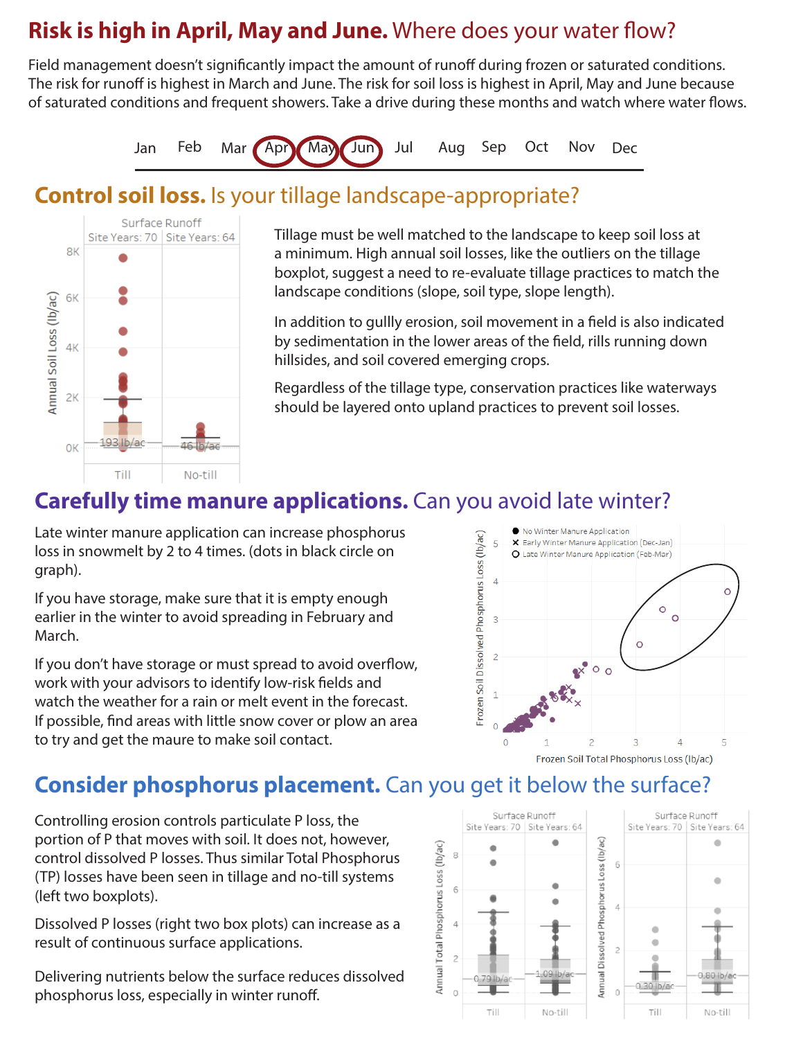## Risk is high in April, May and June. Where does your water flow?

Field management doesn't significantly impact the amount of runoff during frozen or saturated conditions. The risk for runoff is highest in March and June. The risk for soil loss is highest in April, May and June because of saturated conditions and frequent showers. Take a drive during these months and watch where water flows.

Jan Feb Mar Apr May Jun Jul Aug Sep Oct Nov Dec

## Control soil loss. Is your tillage landscape-appropriate?

Surface Runoff
Site Years: 70 Site Years: 64
Annual Soil Loss (lb/ac)
8K
6K
4K
2K
0K
193 lb/ac
46 lb/ac
Till No-till

Tillage must be well matched to the landscape to keep soil loss at a minimum. High annual soil losses, like the outliers on the tillage boxplot, suggest a need to re-evaluate tillage practices to match the landscape conditions (slope, soil type, slope length).

In addition to gullly erosion, soil movement in a field is also indicated by sedimentation in the lower areas of the field, rills running down hillsides, and soil covered emerging crops.

Regardless of the tillage type, conservation practices like waterways should be layered onto upland practices to prevent soil losses.

## Carefully time manure applications. Can you avoid late winter?

Late winter manure application can increase phosphorus loss in snowmelt by 2 to 4 times. (dots in black circle on graph).

If you have storage, make sure that it is empty enough earlier in the winter to avoid spreading in February and March.

If you don't have storage or must spread to avoid overflow, work with your advisors to identify low-risk fields and watch the weather for a rain or melt event in the forecast. If possible, find areas with little snow cover or plow an area to try and get the maure to make soil contact.

● No Winter Manure Application
× Early Winter Manure Application (Dec-Jan)
○ Late Winter Manure Application (Feb-Mar)
Frozen Soil Dissolved Phosphorus Loss (lb/ac)
5
4
3
2
1
0
0 1 2 3 4 5
Frozen Soil Total Phosphorus Loss (lb/ac)

## Consider phosphorus placement. Can you get it below the surface?

Controlling erosion controls particulate P loss, the portion of P that moves with soil. It does not, however, control dissolved P losses. Thus similar Total Phosphorus (TP) losses have been seen in tillage and no-till systems (left two boxplots).

Dissolved P losses (right two box plots) can increase as a result of continuous surface applications.

Delivering nutrients below the surface reduces dissolved phosphorus loss, especially in winter runoff.

Surface Runoff
Site Years: 70 Site Years: 64
Annual Total Phosphorus Loss (lb/ac)
8
6
4
2
0
0.79 lb/ac
1.09 lb/ac
Till No-till

Surface Runoff
Site Years: 70 Site Years: 64
Annual Dissolved Phosphorus Loss (lb/ac)
6
4
2
0
0.30 lb/ac
0.80 lb/ac
Till No-till